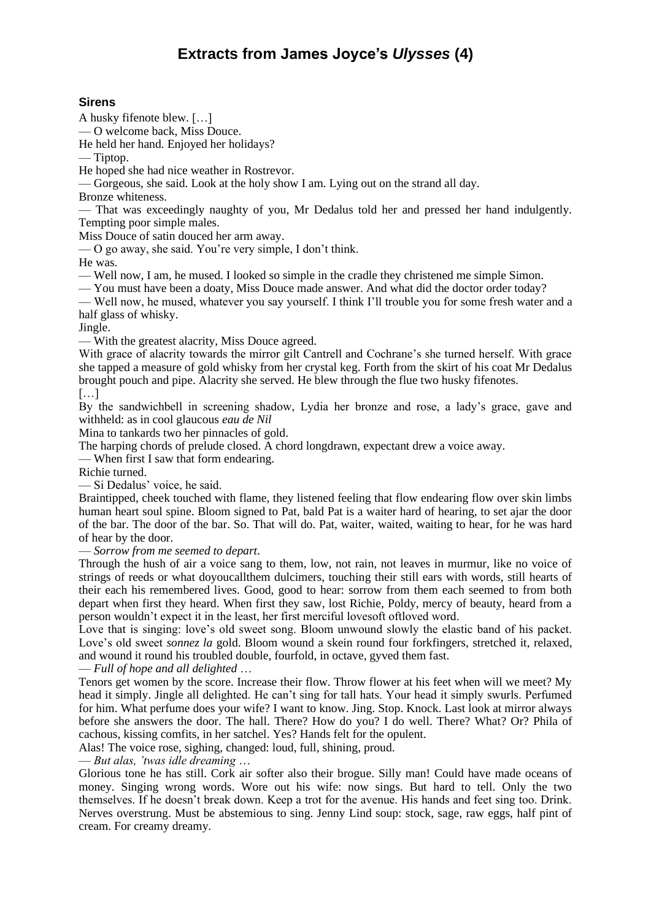# Extracts from James Joyce's *Ulysses* (4)

### Sirens

A husky fifenote blew. […]

— O welcome back, Miss Douce.

He held her hand. Enjoyed her holidays?

— Tiptop.

He hoped she had nice weather in Rostrevor.

— Gorgeous, she said. Look at the holy show I am. Lying out on the strand all day.

Bronze whiteness.

— That was exceedingly naughty of you, Mr Dedalus told her and pressed her hand indulgently. Tempting poor simple males.

Miss Douce of satin douced her arm away.

— O go away, she said. You're very simple, I don't think.

He was.

— Well now, I am, he mused. I looked so simple in the cradle they christened me simple Simon.

— You must have been a doaty, Miss Douce made answer. And what did the doctor order today?

— Well now, he mused, whatever you say yourself. I think I'll trouble you for some fresh water and a half glass of whisky.

Jingle.

— With the greatest alacrity, Miss Douce agreed.

With grace of alacrity towards the mirror gilt Cantrell and Cochrane's she turned herself. With grace she tapped a measure of gold whisky from her crystal keg. Forth from the skirt of his coat Mr Dedalus brought pouch and pipe. Alacrity she served. He blew through the flue two husky fifenotes.

[…]

By the sandwichbell in screening shadow, Lydia her bronze and rose, a lady's grace, gave and withheld: as in cool glaucous *eau de Nil*

Mina to tankards two her pinnacles of gold.

The harping chords of prelude closed. A chord longdrawn, expectant drew a voice away.

— When first I saw that form endearing.

Richie turned.

— Si Dedalus' voice, he said.

Braintipped, cheek touched with flame, they listened feeling that flow endearing flow over skin limbs human heart soul spine. Bloom signed to Pat, bald Pat is a waiter hard of hearing, to set ajar the door of the bar. The door of the bar. So. That will do. Pat, waiter, waited, waiting to hear, for he was hard of hear by the door.

— *Sorrow from me seemed to depart*.

Through the hush of air a voice sang to them, low, not rain, not leaves in murmur, like no voice of strings of reeds or what doyoucallthem dulcimers, touching their still ears with words, still hearts of their each his remembered lives. Good, good to hear: sorrow from them each seemed to from both depart when first they heard. When first they saw, lost Richie, Poldy, mercy of beauty, heard from a person wouldn't expect it in the least, her first merciful lovesoft oftloved word.

Love that is singing: love's old sweet song. Bloom unwound slowly the elastic band of his packet. Love's old sweet *sonnez la* gold. Bloom wound a skein round four forkfingers, stretched it, relaxed, and wound it round his troubled double, fourfold, in octave, gyved them fast.

— *Full of hope and all delighted* …

Tenors get women by the score. Increase their flow. Throw flower at his feet when will we meet? My head it simply. Jingle all delighted. He can't sing for tall hats. Your head it simply swurls. Perfumed for him. What perfume does your wife? I want to know. Jing. Stop. Knock. Last look at mirror always before she answers the door. The hall. There? How do you? I do well. There? What? Or? Phila of cachous, kissing comfits, in her satchel. Yes? Hands felt for the opulent.

Alas! The voice rose, sighing, changed: loud, full, shining, proud.

— *But alas, 'twas idle dreaming* …

Glorious tone he has still. Cork air softer also their brogue. Silly man! Could have made oceans of money. Singing wrong words. Wore out his wife: now sings. But hard to tell. Only the two themselves. If he doesn't break down. Keep a trot for the avenue. His hands and feet sing too. Drink. Nerves overstrung. Must be abstemious to sing. Jenny Lind soup: stock, sage, raw eggs, half pint of cream. For creamy dreamy.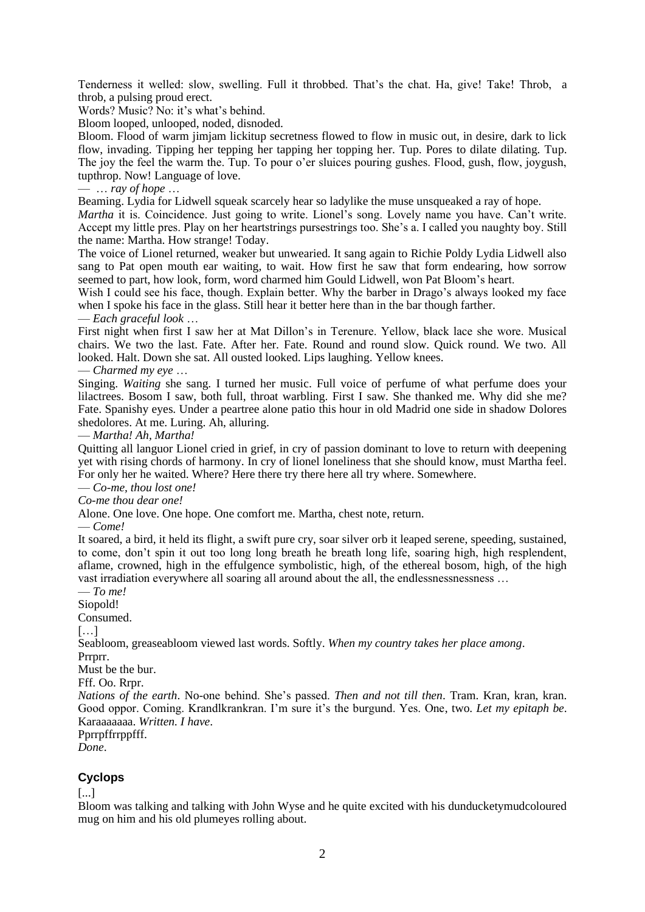Tenderness it welled: slow, swelling. Full it throbbed. That's the chat. Ha, give! Take! Throb, a throb, a pulsing proud erect.

Words? Music? No: it's what's behind.

Bloom looped, unlooped, noded, disnoded.

Bloom. Flood of warm jimjam lickitup secretness flowed to flow in music out, in desire, dark to lick flow, invading. Tipping her tepping her tapping her topping her. Tup. Pores to dilate dilating. Tup. The joy the feel the warm the. Tup. To pour o'er sluices pouring gushes. Flood, gush, flow, joygush, tupthrop. Now! Language of love.

— … *ray of hope* …

Beaming. Lydia for Lidwell squeak scarcely hear so ladylike the muse unsqueaked a ray of hope.

*Martha* it is. Coincidence. Just going to write. Lionel's song. Lovely name you have. Can't write. Accept my little pres. Play on her heartstrings pursestrings too. She's a. I called you naughty boy. Still the name: Martha. How strange! Today.

The voice of Lionel returned, weaker but unwearied. It sang again to Richie Poldy Lydia Lidwell also sang to Pat open mouth ear waiting, to wait. How first he saw that form endearing, how sorrow seemed to part, how look, form, word charmed him Gould Lidwell, won Pat Bloom's heart.

Wish I could see his face, though. Explain better. Why the barber in Drago's always looked my face when I spoke his face in the glass. Still hear it better here than in the bar though farther.

— *Each graceful look* …

First night when first I saw her at Mat Dillon's in Terenure. Yellow, black lace she wore. Musical chairs. We two the last. Fate. After her. Fate. Round and round slow. Quick round. We two. All looked. Halt. Down she sat. All ousted looked. Lips laughing. Yellow knees.

— *Charmed my eye* …

Singing. *Waiting* she sang. I turned her music. Full voice of perfume of what perfume does your lilactrees. Bosom I saw, both full, throat warbling. First I saw. She thanked me. Why did she me? Fate. Spanishy eyes. Under a peartree alone patio this hour in old Madrid one side in shadow Dolores shedolores. At me. Luring. Ah, alluring.

— *Martha! Ah, Martha!*

Quitting all languor Lionel cried in grief, in cry of passion dominant to love to return with deepening yet with rising chords of harmony. In cry of lionel loneliness that she should know, must Martha feel. For only her he waited. Where? Here there try there here all try where. Somewhere.

— *Co-me, thou lost one!*

*Co-me thou dear one!*

Alone. One love. One hope. One comfort me. Martha, chest note, return.

— *Come!*

It soared, a bird, it held its flight, a swift pure cry, soar silver orb it leaped serene, speeding, sustained, to come, don't spin it out too long long breath he breath long life, soaring high, high resplendent, aflame, crowned, high in the effulgence symbolistic, high, of the ethereal bosom, high, of the high vast irradiation everywhere all soaring all around about the all, the endlessnessnessness …

— *To me!*

Siopold!

Consumed.

[…]

Seabloom, greaseabloom viewed last words. Softly. *When my country takes her place among*.

Prrprr.

Must be the bur.

Fff. Oo. Rrpr.

*Nations of the earth*. No-one behind. She's passed. *Then and not till then*. Tram. Kran, kran, kran. Good oppor. Coming. Krandlkrankran. I'm sure it's the burgund. Yes. One, two. *Let my epitaph be*. Karaaaaaaa. *Written. I have*.

Pprrpffrrppfff.

*Done*.

## Cyclops

[...]

Bloom was talking and talking with John Wyse and he quite excited with his dunducketymudcoloured mug on him and his old plumeyes rolling about.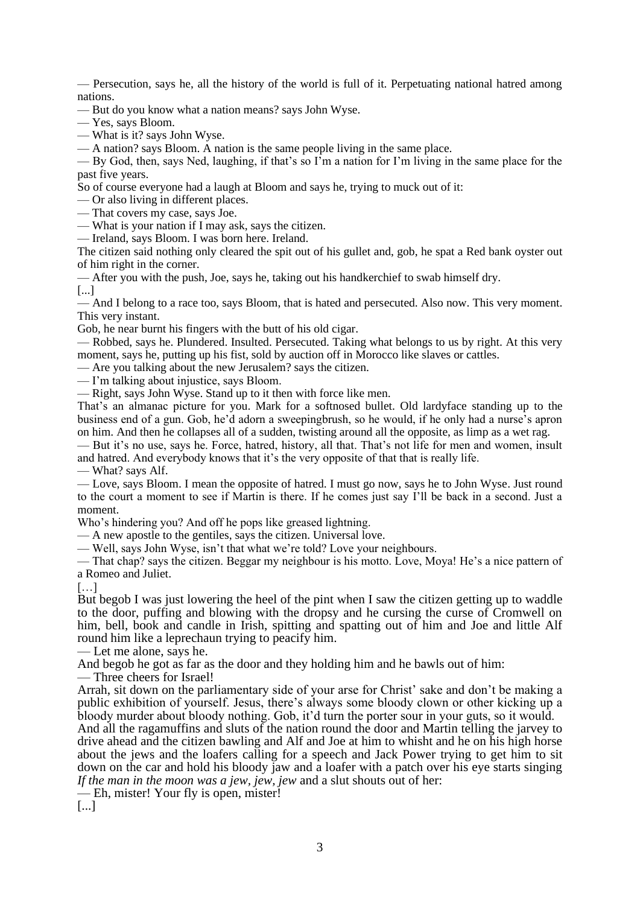— Persecution, says he, all the history of the world is full of it. Perpetuating national hatred among nations.

— But do you know what a nation means? says John Wyse.

— Yes, says Bloom.

— What is it? says John Wyse.

— A nation? says Bloom. A nation is the same people living in the same place.

— By God, then, says Ned, laughing, if that's so I'm a nation for I'm living in the same place for the past five years.

So of course everyone had a laugh at Bloom and says he, trying to muck out of it:

— Or also living in different places.

— That covers my case, says Joe.

— What is your nation if I may ask, says the citizen.

— Ireland, says Bloom. I was born here. Ireland.

The citizen said nothing only cleared the spit out of his gullet and, gob, he spat a Red bank oyster out of him right in the corner.

— After you with the push, Joe, says he, taking out his handkerchief to swab himself dry.

[...]

— And I belong to a race too, says Bloom, that is hated and persecuted. Also now. This moment. This very instant.

Gob, he near burnt his fingers with the butt of his old cigar.

— Robbed, says he. Plundered. Insulted. Persecuted. Taking what belongs to us by right. At this very moment, says he, putting up his fist, sold by auction off in Morocco like slaves or cattles.

— Are you talking about the new Jerusalem? says the citizen.

— I'm talking about injustice, says Bloom.

— Right, says John Wyse. Stand up to it then with force like men.

That's an almanac picture for you. Mark for a softnosed bullet. Old lardyface standing up to the business end of a gun. Gob, he'd adorn a sweepingbrush, so he would, if he only had a nurse's apron on him. And then he collapses all of a sudden, twisting around all the opposite, as limp as a wet rag.

— But it's no use, says he. Force, hatred, history, all that. That's not life for men and women, insult and hatred. And everybody knows that it's the very opposite of that that is really life.

— What? says Alf.

— Love, says Bloom. I mean the opposite of hatred. I must go now, says he to John Wyse. Just round to the court a moment to see if Martin is there. If he comes just say I'll be back in a second. Just a moment.

Who's hindering you? And off he pops like greased lightning.

— A new apostle to the gentiles, says the citizen. Universal love.

— Well, says John Wyse, isn't that what we're told? Love your neighbours.

— That chap? says the citizen. Beggar my neighbour is his motto. Love, Moya! He's a nice pattern of a Romeo and Juliet.

[…]

But begob I was just lowering the heel of the pint when I saw the citizen getting up to waddle to the door, puffing and blowing with the dropsy and he cursing the curse of Cromwell on him, bell, book and candle in Irish, spitting and spatting out of him and Joe and little Alf round him like a leprechaun trying to peacify him.

— Let me alone, says he.

And begob he got as far as the door and they holding him and he bawls out of him:

— Three cheers for Israel!

Arrah, sit down on the parliamentary side of your arse for Christ' sake and don't be making a public exhibition of yourself. Jesus, there's always some bloody clown or other kicking up a bloody murder about bloody nothing. Gob, it'd turn the porter sour in your guts, so it would.

And all the ragamuffins and sluts of the nation round the door and Martin telling the jarvey to drive ahead and the citizen bawling and Alf and Joe at him to whisht and he on his high horse about the jews and the loafers calling for a speech and Jack Power trying to get him to sit down on the car and hold his bloody jaw and a loafer with a patch over his eye starts singing *If the man in the moon was a jew, jew, jew* and a slut shouts out of her:

— Eh, mister! Your fly is open, mister!

[...]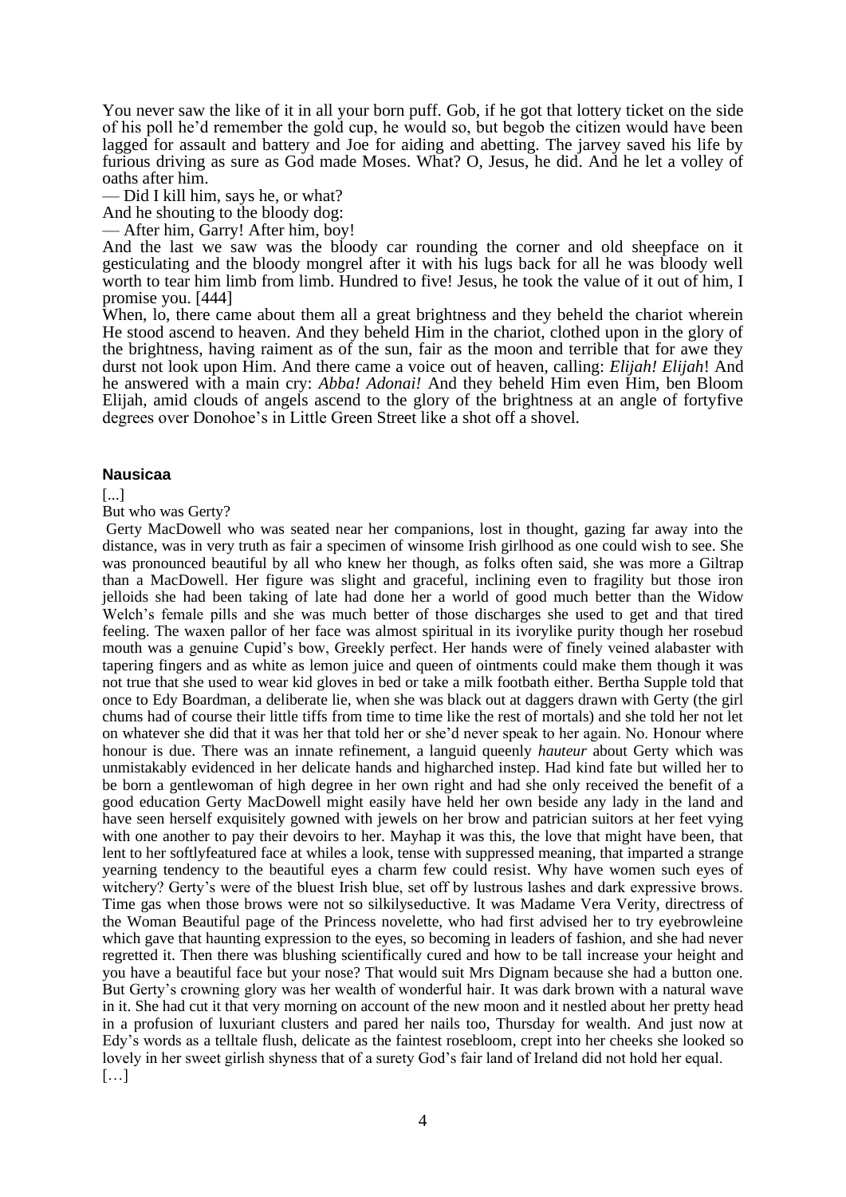You never saw the like of it in all your born puff. Gob, if he got that lottery ticket on the side of his poll he'd remember the gold cup, he would so, but begob the citizen would have been lagged for assault and battery and Joe for aiding and abetting. The jarvey saved his life by furious driving as sure as God made Moses. What? O, Jesus, he did. And he let a volley of oaths after him.

— Did I kill him, says he, or what?

And he shouting to the bloody dog:

— After him, Garry! After him, boy!

And the last we saw was the bloody car rounding the corner and old sheepface on it gesticulating and the bloody mongrel after it with his lugs back for all he was bloody well worth to tear him limb from limb. Hundred to five! Jesus, he took the value of it out of him, I promise you. [444]

When, lo, there came about them all a great brightness and they beheld the chariot wherein He stood ascend to heaven. And they beheld Him in the chariot, clothed upon in the glory of the brightness, having raiment as of the sun, fair as the moon and terrible that for awe they durst not look upon Him. And there came a voice out of heaven, calling: *Elijah! Elijah*! And he answered with a main cry: *Abba! Adonai!* And they beheld Him even Him, ben Bloom Elijah, amid clouds of angels ascend to the glory of the brightness at an angle of fortyfive degrees over Donohoe's in Little Green Street like a shot off a shovel.

### Nausicaa

[...]

But who was Gerty?

Gerty MacDowell who was seated near her companions, lost in thought, gazing far away into the distance, was in very truth as fair a specimen of winsome Irish girlhood as one could wish to see. She was pronounced beautiful by all who knew her though, as folks often said, she was more a Giltrap than a MacDowell. Her figure was slight and graceful, inclining even to fragility but those iron jelloids she had been taking of late had done her a world of good much better than the Widow Welch's female pills and she was much better of those discharges she used to get and that tired feeling. The waxen pallor of her face was almost spiritual in its ivorylike purity though her rosebud mouth was a genuine Cupid's bow, Greekly perfect. Her hands were of finely veined alabaster with tapering fingers and as white as lemon juice and queen of ointments could make them though it was not true that she used to wear kid gloves in bed or take a milk footbath either. Bertha Supple told that once to Edy Boardman, a deliberate lie, when she was black out at daggers drawn with Gerty (the girl chums had of course their little tiffs from time to time like the rest of mortals) and she told her not let on whatever she did that it was her that told her or she'd never speak to her again. No. Honour where honour is due. There was an innate refinement, a languid queenly *hauteur* about Gerty which was unmistakably evidenced in her delicate hands and higharched instep. Had kind fate but willed her to be born a gentlewoman of high degree in her own right and had she only received the benefit of a good education Gerty MacDowell might easily have held her own beside any lady in the land and have seen herself exquisitely gowned with jewels on her brow and patrician suitors at her feet vying with one another to pay their devoirs to her. Mayhap it was this, the love that might have been, that lent to her softlyfeatured face at whiles a look, tense with suppressed meaning, that imparted a strange yearning tendency to the beautiful eyes a charm few could resist. Why have women such eyes of witchery? Gerty's were of the bluest Irish blue, set off by lustrous lashes and dark expressive brows. Time gas when those brows were not so silkilyseductive. It was Madame Vera Verity, directress of the Woman Beautiful page of the Princess novelette, who had first advised her to try eyebrowleine which gave that haunting expression to the eyes, so becoming in leaders of fashion, and she had never regretted it. Then there was blushing scientifically cured and how to be tall increase your height and you have a beautiful face but your nose? That would suit Mrs Dignam because she had a button one. But Gerty's crowning glory was her wealth of wonderful hair. It was dark brown with a natural wave in it. She had cut it that very morning on account of the new moon and it nestled about her pretty head in a profusion of luxuriant clusters and pared her nails too, Thursday for wealth. And just now at Edy's words as a telltale flush, delicate as the faintest rosebloom, crept into her cheeks she looked so lovely in her sweet girlish shyness that of a surety God's fair land of Ireland did not hold her equal.

[…]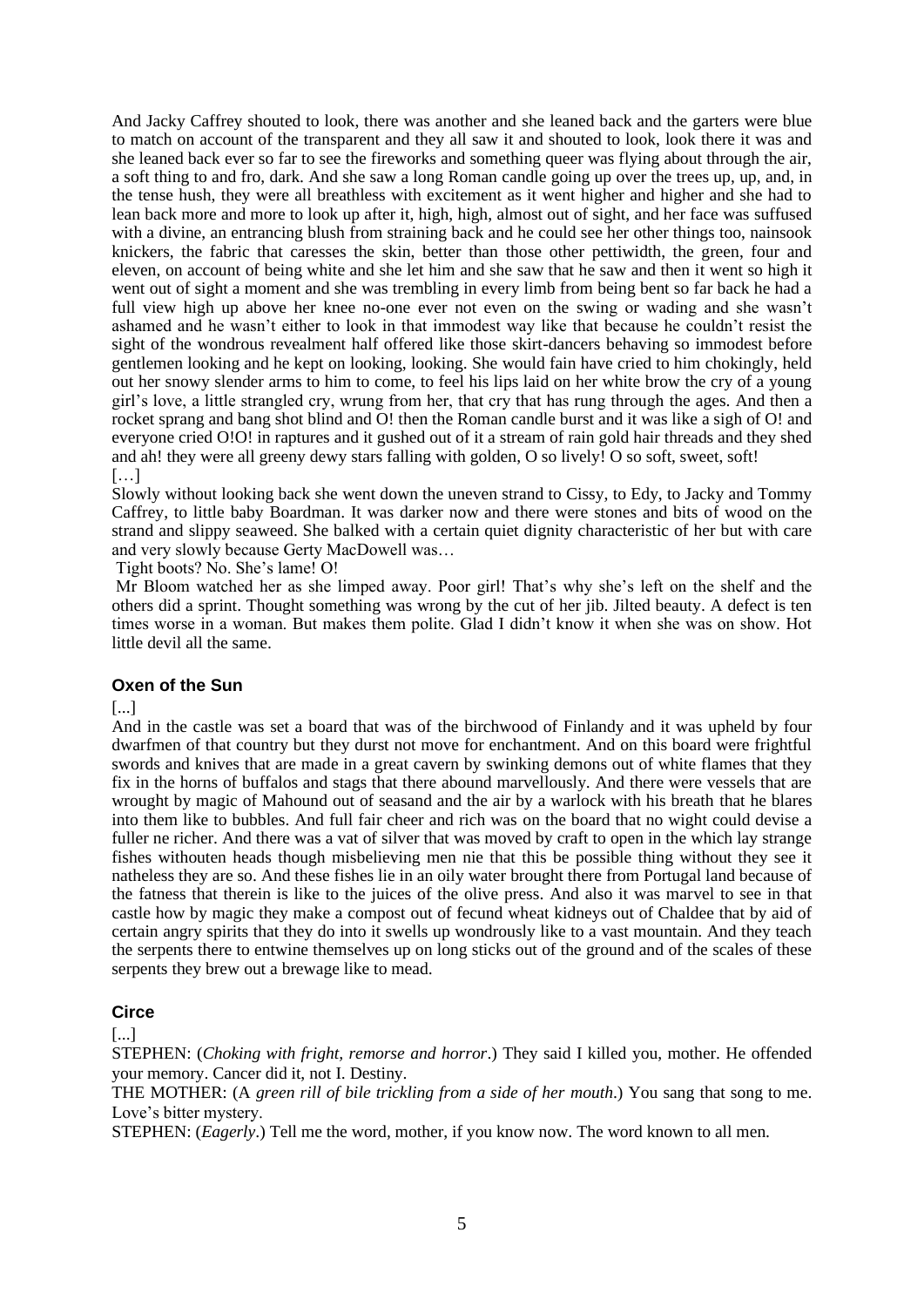And Jacky Caffrey shouted to look, there was another and she leaned back and the garters were blue to match on account of the transparent and they all saw it and shouted to look, look there it was and she leaned back ever so far to see the fireworks and something queer was flying about through the air, a soft thing to and fro, dark. And she saw a long Roman candle going up over the trees up, up, and, in the tense hush, they were all breathless with excitement as it went higher and higher and she had to lean back more and more to look up after it, high, high, almost out of sight, and her face was suffused with a divine, an entrancing blush from straining back and he could see her other things too, nainsook knickers, the fabric that caresses the skin, better than those other pettiwidth, the green, four and eleven, on account of being white and she let him and she saw that he saw and then it went so high it went out of sight a moment and she was trembling in every limb from being bent so far back he had a full view high up above her knee no-one ever not even on the swing or wading and she wasn't ashamed and he wasn't either to look in that immodest way like that because he couldn't resist the sight of the wondrous revealment half offered like those skirt-dancers behaving so immodest before gentlemen looking and he kept on looking, looking. She would fain have cried to him chokingly, held out her snowy slender arms to him to come, to feel his lips laid on her white brow the cry of a young girl's love, a little strangled cry, wrung from her, that cry that has rung through the ages. And then a rocket sprang and bang shot blind and O! then the Roman candle burst and it was like a sigh of O! and everyone cried O!O! in raptures and it gushed out of it a stream of rain gold hair threads and they shed and ah! they were all greeny dewy stars falling with golden, O so lively! O so soft, sweet, soft!

[…]

Slowly without looking back she went down the uneven strand to Cissy, to Edy, to Jacky and Tommy Caffrey, to little baby Boardman. It was darker now and there were stones and bits of wood on the strand and slippy seaweed. She balked with a certain quiet dignity characteristic of her but with care and very slowly because Gerty MacDowell was…

Tight boots? No. She's lame! O!

Mr Bloom watched her as she limped away. Poor girl! That's why she's left on the shelf and the others did a sprint. Thought something was wrong by the cut of her jib. Jilted beauty. A defect is ten times worse in a woman. But makes them polite. Glad I didn't know it when she was on show. Hot little devil all the same.

### Oxen of the Sun

[...]

And in the castle was set a board that was of the birchwood of Finlandy and it was upheld by four dwarfmen of that country but they durst not move for enchantment. And on this board were frightful swords and knives that are made in a great cavern by swinking demons out of white flames that they fix in the horns of buffalos and stags that there abound marvellously. And there were vessels that are wrought by magic of Mahound out of seasand and the air by a warlock with his breath that he blares into them like to bubbles. And full fair cheer and rich was on the board that no wight could devise a fuller ne richer. And there was a vat of silver that was moved by craft to open in the which lay strange fishes withouten heads though misbelieving men nie that this be possible thing without they see it natheless they are so. And these fishes lie in an oily water brought there from Portugal land because of the fatness that therein is like to the juices of the olive press. And also it was marvel to see in that castle how by magic they make a compost out of fecund wheat kidneys out of Chaldee that by aid of certain angry spirits that they do into it swells up wondrously like to a vast mountain. And they teach the serpents there to entwine themselves up on long sticks out of the ground and of the scales of these serpents they brew out a brewage like to mead.

### Circe

[...]

STEPHEN: (*Choking with fright, remorse and horror*.) They said I killed you, mother. He offended your memory. Cancer did it, not I. Destiny.

THE MOTHER: (A *green rill of bile trickling from a side of her mouth*.) You sang that song to me. Love's bitter mystery.

STEPHEN: (*Eagerly*.) Tell me the word, mother, if you know now. The word known to all men.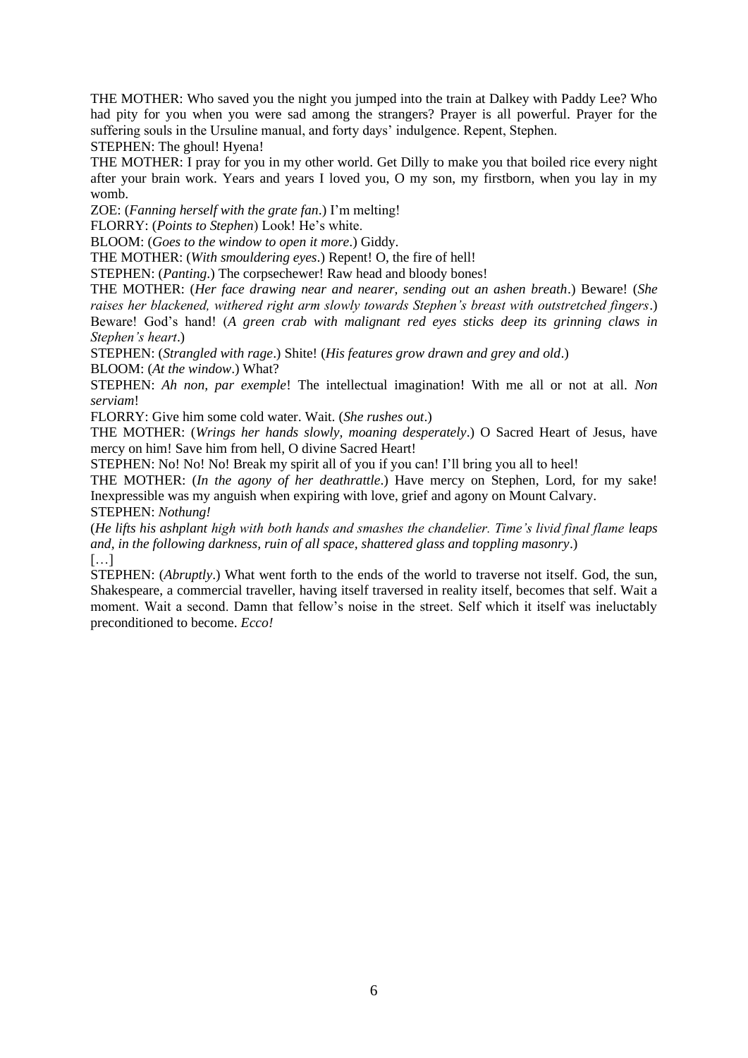THE MOTHER: Who saved you the night you jumped into the train at Dalkey with Paddy Lee? Who had pity for you when you were sad among the strangers? Prayer is all powerful. Prayer for the suffering souls in the Ursuline manual, and forty days' indulgence. Repent, Stephen.

STEPHEN: The ghoul! Hyena!

THE MOTHER: I pray for you in my other world. Get Dilly to make you that boiled rice every night after your brain work. Years and years I loved you, O my son, my firstborn, when you lay in my womb.

ZOE: (*Fanning herself with the grate fan*.) I'm melting!

FLORRY: (*Points to Stephen*) Look! He's white.

BLOOM: (*Goes to the window to open it more*.) Giddy.

THE MOTHER: (*With smouldering eyes*.) Repent! O, the fire of hell!

STEPHEN: (*Panting*.) The corpsechewer! Raw head and bloody bones!

THE MOTHER: (*Her face drawing near and nearer, sending out an ashen breath*.) Beware! (*She raises her blackened, withered right arm slowly towards Stephen's breast with outstretched fingers*.) Beware! God's hand! (*A green crab with malignant red eyes sticks deep its grinning claws in Stephen's heart*.)

STEPHEN: (*Strangled with rage*.) Shite! (*His features grow drawn and grey and old*.)

BLOOM: (*At the window*.) What?

STEPHEN: *Ah non, par exemple*! The intellectual imagination! With me all or not at all. *Non serviam*!

FLORRY: Give him some cold water. Wait. (*She rushes out*.)

THE MOTHER: (*Wrings her hands slowly, moaning desperately*.) O Sacred Heart of Jesus, have mercy on him! Save him from hell, O divine Sacred Heart!

STEPHEN: No! No! No! Break my spirit all of you if you can! I'll bring you all to heel!

THE MOTHER: (*In the agony of her deathrattle*.) Have mercy on Stephen, Lord, for my sake! Inexpressible was my anguish when expiring with love, grief and agony on Mount Calvary.

STEPHEN: *Nothung!*

(*He lifts his ashplant high with both hands and smashes the chandelier. Time's livid final flame leaps and, in the following darkness, ruin of all space, shattered glass and toppling masonry*.)

[…]

STEPHEN: (*Abruptly*.) What went forth to the ends of the world to traverse not itself. God, the sun, Shakespeare, a commercial traveller, having itself traversed in reality itself, becomes that self. Wait a moment. Wait a second. Damn that fellow's noise in the street. Self which it itself was ineluctably preconditioned to become. *Ecco!*